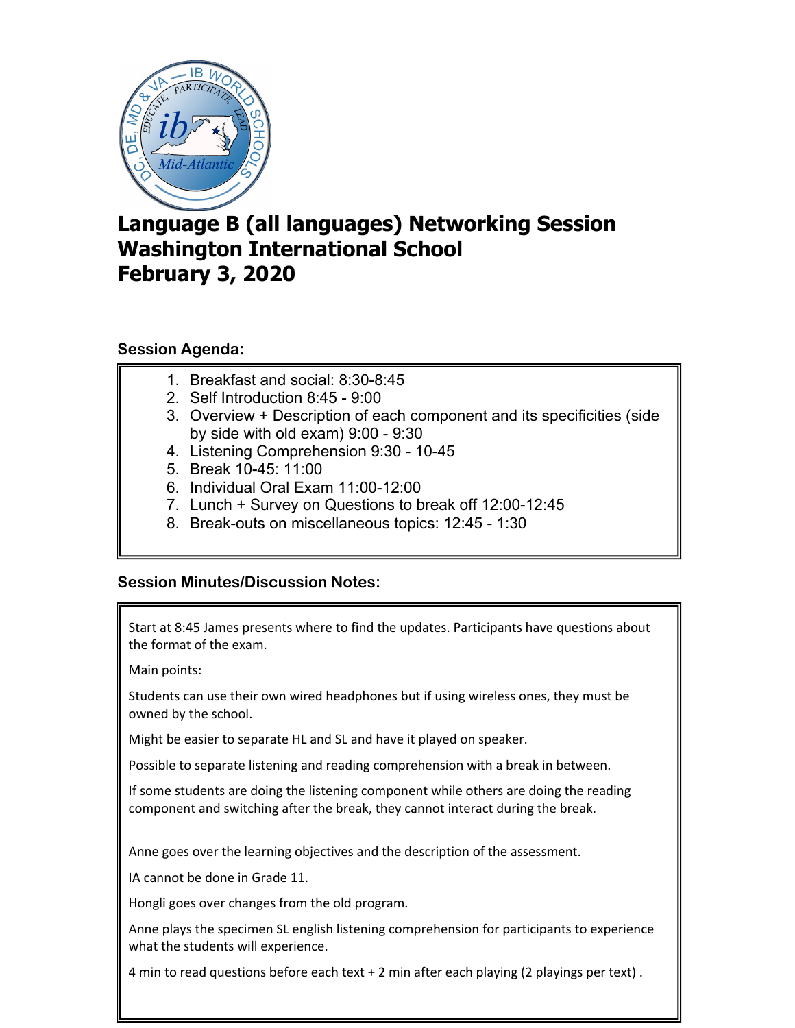# Language B (all languages) Networking Session
# Washington International School
# February 3, 2020

### Session Agenda:

1. Breakfast and social: 8:30-8:45
2. Self Introduction 8:45 - 9:00
3. Overview + Description of each component and its specificities (side by side with old exam) 9:00 - 9:30
4. Listening Comprehension 9:30 - 10-45
5. Break 10-45: 11:00
6. Individual Oral Exam 11:00-12:00
7. Lunch + Survey on Questions to break off 12:00-12:45
8. Break-outs on miscellaneous topics: 12:45 - 1:30

### Session Minutes/Discussion Notes:

Start at 8:45 James presents where to find the updates. Participants have questions about the format of the exam.

Main points:

Students can use their own wired headphones but if using wireless ones, they must be owned by the school.

Might be easier to separate HL and SL and have it played on speaker.

Possible to separate listening and reading comprehension with a break in between.

If some students are doing the listening component while others are doing the reading component and switching after the break, they cannot interact during the break.

Anne goes over the learning objectives and the description of the assessment.

IA cannot be done in Grade 11.

Hongli goes over changes from the old program.

Anne plays the specimen SL english listening comprehension for participants to experience what the students will experience.

4 min to read questions before each text + 2 min after each playing (2 playings per text) .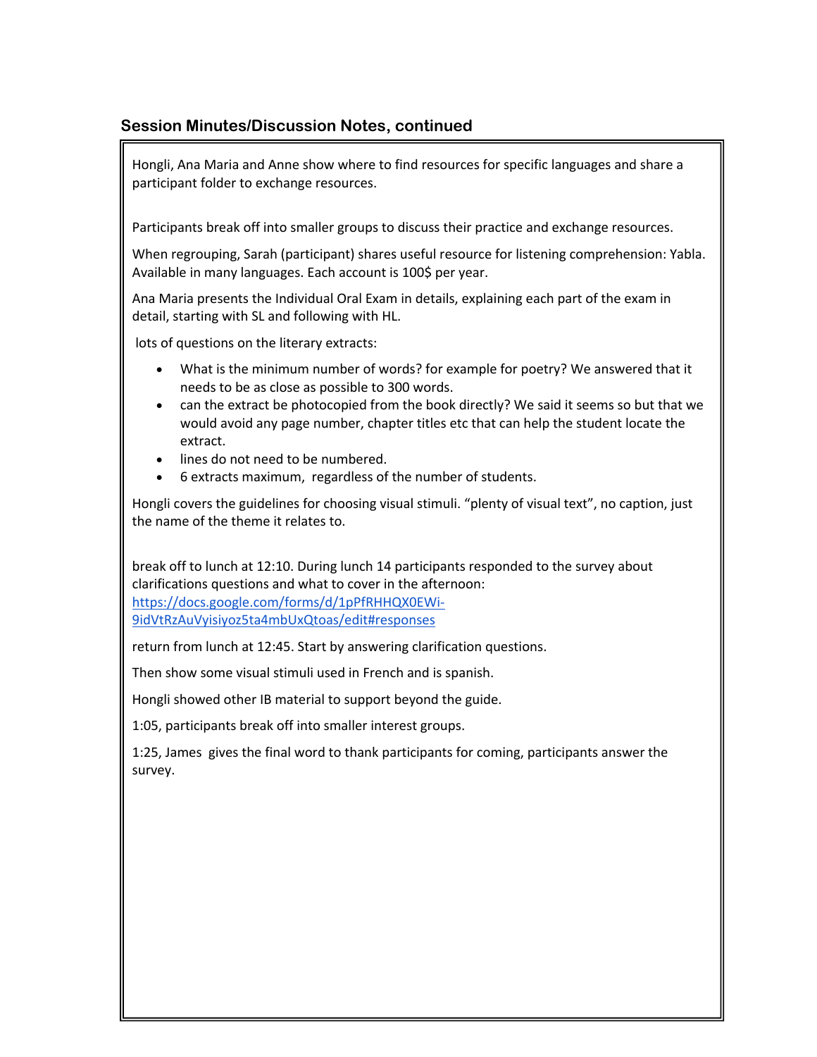## Session Minutes/Discussion Notes, continued

Hongli, Ana Maria and Anne show where to find resources for specific languages and share a participant folder to exchange resources.

Participants break off into smaller groups to discuss their practice and exchange resources.

When regrouping, Sarah (participant) shares useful resource for listening comprehension: Yabla. Available in many languages. Each account is 100$ per year.

Ana Maria presents the Individual Oral Exam in details, explaining each part of the exam in detail, starting with SL and following with HL.

lots of questions on the literary extracts:

- What is the minimum number of words? for example for poetry? We answered that it needs to be as close as possible to 300 words.
- can the extract be photocopied from the book directly? We said it seems so but that we would avoid any page number, chapter titles etc that can help the student locate the extract.
- lines do not need to be numbered.
- 6 extracts maximum, regardless of the number of students.

Hongli covers the guidelines for choosing visual stimuli. "plenty of visual text", no caption, just the name of the theme it relates to.

break off to lunch at 12:10. During lunch 14 participants responded to the survey about clarifications questions and what to cover in the afternoon: https://docs.google.com/forms/d/1pPfRHHQX0EWi-9idVtRzAuVyisiyoz5ta4mbUxQtoas/edit#responses

return from lunch at 12:45. Start by answering clarification questions.

Then show some visual stimuli used in French and is spanish.

Hongli showed other IB material to support beyond the guide.

1:05, participants break off into smaller interest groups.

1:25, James gives the final word to thank participants for coming, participants answer the survey.